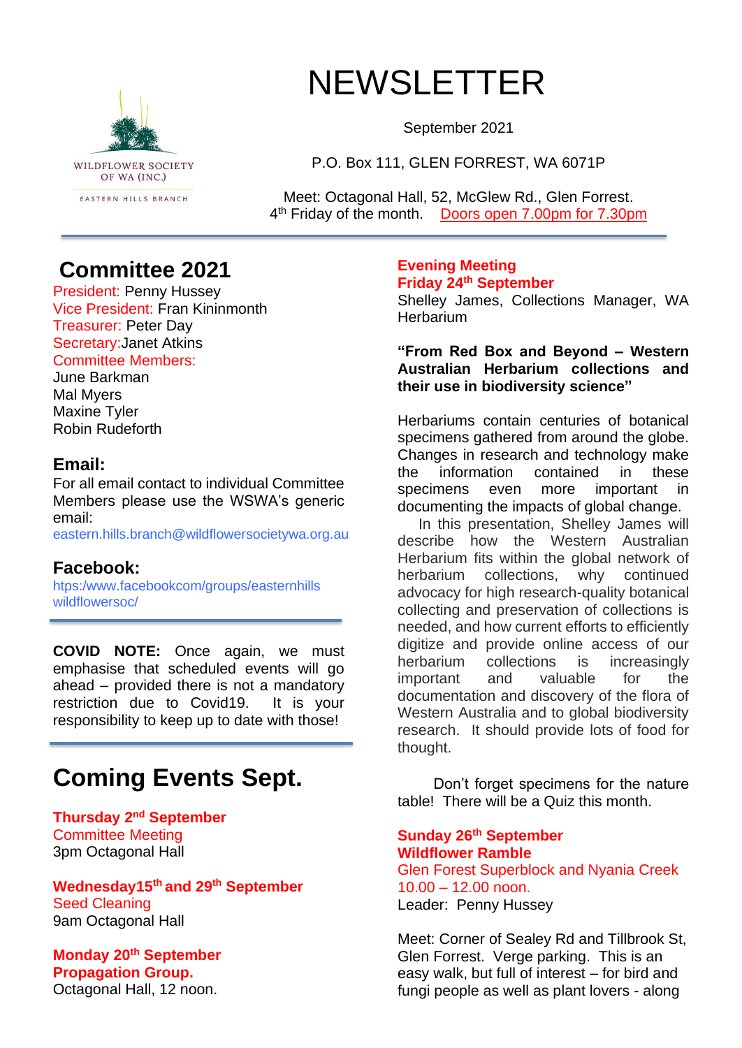WILDFLOWER SOCIETY OF WA (INC.)

EASTERN HILLS BRANCH

# NEWSLETTER

September 2021

P.O. Box 111, GLEN FORREST, WA 6071P

Meet: Octagonal Hall, 52, McGlew Rd., Glen Forrest.
4th Friday of the month. Doors open 7.00pm for 7.30pm

## Committee 2021

President: Penny Hussey
Vice President: Fran Kininmonth
Treasurer: Peter Day
Secretary:Janet Atkins
Committee Members:
June Barkman
Mal Myers
Maxine Tyler
Robin Rudeforth

### Email:

For all email contact to individual Committee Members please use the WSWA's generic email:
eastern.hills.branch@wildflowersocietywa.org.au

### Facebook:

htps:/www.facebookcom/groups/easternhills wildflowersoc/

**COVID NOTE:** Once again, we must emphasise that scheduled events will go ahead – provided there is not a mandatory restriction due to Covid19. It is your responsibility to keep up to date with those!

## Coming Events Sept.

**Thursday 2nd September**
Committee Meeting
3pm Octagonal Hall

**Wednesday15th and 29th September**
Seed Cleaning
9am Octagonal Hall

**Monday 20th September**
**Propagation Group.**
Octagonal Hall, 12 noon.

**Evening Meeting**
**Friday 24th September**
Shelley James, Collections Manager, WA Herbarium

**"From Red Box and Beyond – Western Australian Herbarium collections and their use in biodiversity science"**

Herbariums contain centuries of botanical specimens gathered from around the globe. Changes in research and technology make the information contained in these specimens even more important in documenting the impacts of global change.

In this presentation, Shelley James will describe how the Western Australian Herbarium fits within the global network of herbarium collections, why continued advocacy for high research-quality botanical collecting and preservation of collections is needed, and how current efforts to efficiently digitize and provide online access of our herbarium collections is increasingly important and valuable for the documentation and discovery of the flora of Western Australia and to global biodiversity research. It should provide lots of food for thought.

Don't forget specimens for the nature table! There will be a Quiz this month.

**Sunday 26th September**
**Wildflower Ramble**
Glen Forest Superblock and Nyania Creek
10.00 – 12.00 noon.
Leader: Penny Hussey

Meet: Corner of Sealey Rd and Tillbrook St, Glen Forrest. Verge parking. This is an easy walk, but full of interest – for bird and fungi people as well as plant lovers - along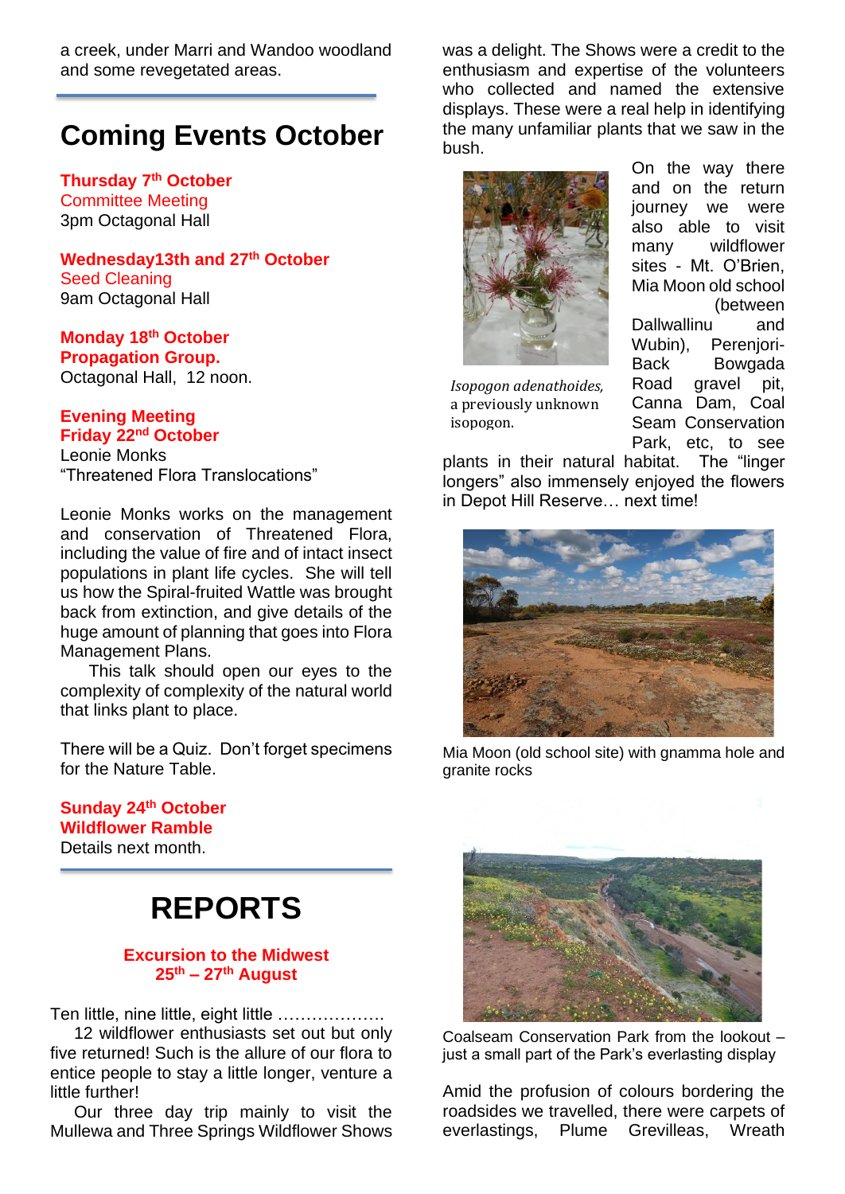a creek, under Marri and Wandoo woodland and some revegetated areas.

# Coming Events October

**Thursday 7th October**
Committee Meeting
3pm Octagonal Hall

**Wednesday13th and 27th October**
Seed Cleaning
9am Octagonal Hall

**Monday 18th October**
**Propagation Group.**
Octagonal Hall, 12 noon.

**Evening Meeting**
**Friday 22nd October**
Leonie Monks
"Threatened Flora Translocations"

Leonie Monks works on the management and conservation of Threatened Flora, including the value of fire and of intact insect populations in plant life cycles. She will tell us how the Spiral-fruited Wattle was brought back from extinction, and give details of the huge amount of planning that goes into Flora Management Plans.

This talk should open our eyes to the complexity of complexity of the natural world that links plant to place.

There will be a Quiz. Don't forget specimens for the Nature Table.

**Sunday 24th October**
**Wildflower Ramble**
Details next month.

# REPORTS

## Excursion to the Midwest 25th – 27th August

Ten little, nine little, eight little ……………….

12 wildflower enthusiasts set out but only five returned! Such is the allure of our flora to entice people to stay a little longer, venture a little further!

Our three day trip mainly to visit the Mullewa and Three Springs Wildflower Shows was a delight. The Shows were a credit to the enthusiasm and expertise of the volunteers who collected and named the extensive displays. These were a real help in identifying the many unfamiliar plants that we saw in the bush.

*Isopogon adenathoides*, a previously unknown isopogon.

On the way there and on the return journey we were also able to visit many wildflower sites - Mt. O'Brien, Mia Moon old school (between Dallwallinu and Wubin), Perenjori-Back Bowgada Road gravel pit, Canna Dam, Coal Seam Conservation Park, etc, to see plants in their natural habitat. The "linger longers" also immensely enjoyed the flowers in Depot Hill Reserve… next time!

Mia Moon (old school site) with gnamma hole and granite rocks

Coalseam Conservation Park from the lookout – just a small part of the Park's everlasting display

Amid the profusion of colours bordering the roadsides we travelled, there were carpets of everlastings, Plume Grevilleas, Wreath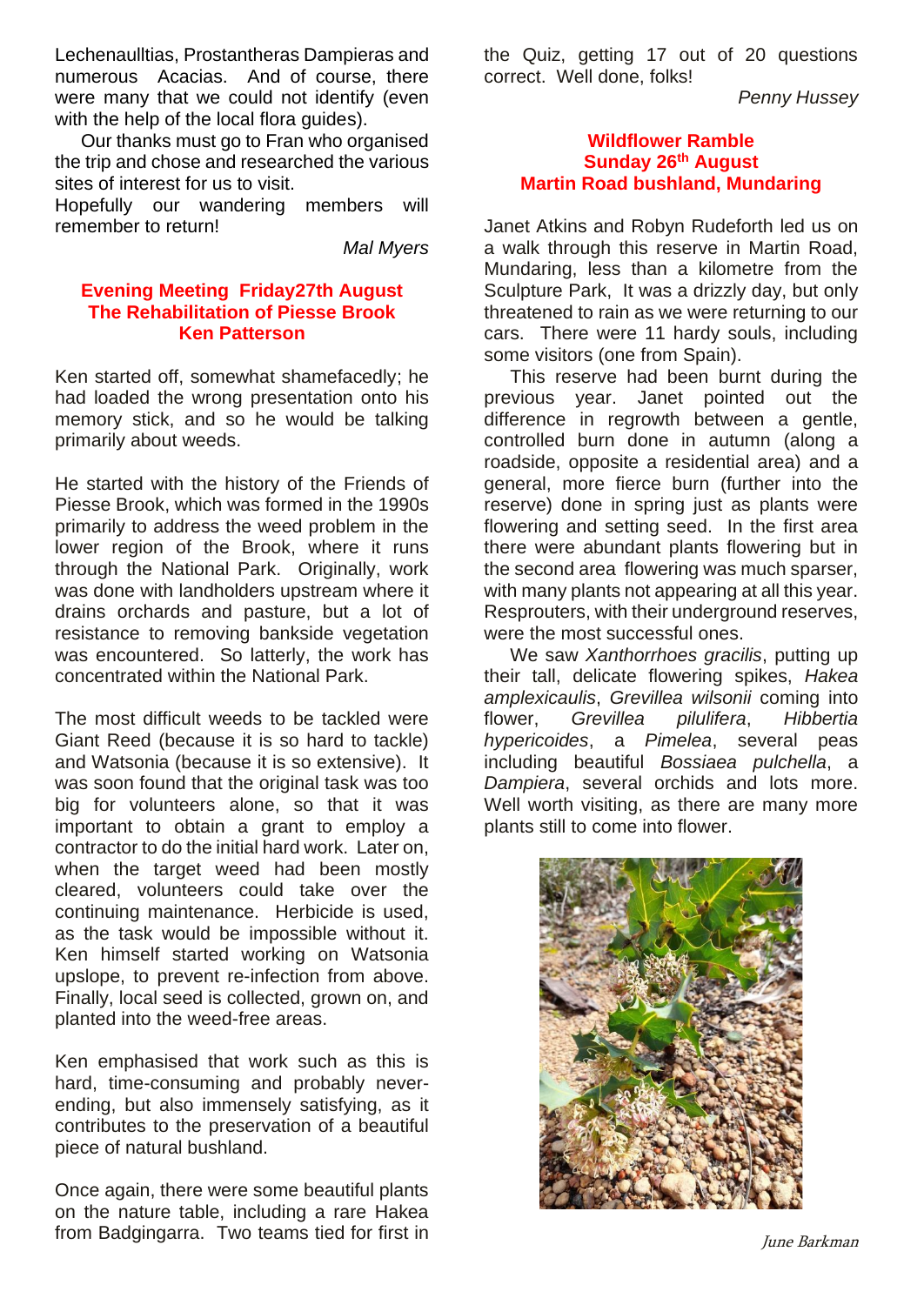Lechenaulltias, Prostantheras Dampieras and numerous Acacias. And of course, there were many that we could not identify (even with the help of the local flora guides).

Our thanks must go to Fran who organised the trip and chose and researched the various sites of interest for us to visit.

Hopefully our wandering members will remember to return!

*Mal Myers*

## Evening Meeting Friday27th August
## The Rehabilitation of Piesse Brook
## Ken Patterson

Ken started off, somewhat shamefacedly; he had loaded the wrong presentation onto his memory stick, and so he would be talking primarily about weeds.

He started with the history of the Friends of Piesse Brook, which was formed in the 1990s primarily to address the weed problem in the lower region of the Brook, where it runs through the National Park. Originally, work was done with landholders upstream where it drains orchards and pasture, but a lot of resistance to removing bankside vegetation was encountered. So latterly, the work has concentrated within the National Park.

The most difficult weeds to be tackled were Giant Reed (because it is so hard to tackle) and Watsonia (because it is so extensive). It was soon found that the original task was too big for volunteers alone, so that it was important to obtain a grant to employ a contractor to do the initial hard work. Later on, when the target weed had been mostly cleared, volunteers could take over the continuing maintenance. Herbicide is used, as the task would be impossible without it. Ken himself started working on Watsonia upslope, to prevent re-infection from above. Finally, local seed is collected, grown on, and planted into the weed-free areas.

Ken emphasised that work such as this is hard, time-consuming and probably never-ending, but also immensely satisfying, as it contributes to the preservation of a beautiful piece of natural bushland.

Once again, there were some beautiful plants on the nature table, including a rare Hakea from Badgingarra. Two teams tied for first in the Quiz, getting 17 out of 20 questions correct. Well done, folks!

*Penny Hussey*

## Wildflower Ramble
## Sunday 26th August
## Martin Road bushland, Mundaring

Janet Atkins and Robyn Rudeforth led us on a walk through this reserve in Martin Road, Mundaring, less than a kilometre from the Sculpture Park, It was a drizzly day, but only threatened to rain as we were returning to our cars. There were 11 hardy souls, including some visitors (one from Spain).

This reserve had been burnt during the previous year. Janet pointed out the difference in regrowth between a gentle, controlled burn done in autumn (along a roadside, opposite a residential area) and a general, more fierce burn (further into the reserve) done in spring just as plants were flowering and setting seed. In the first area there were abundant plants flowering but in the second area flowering was much sparser, with many plants not appearing at all this year. Resprouters, with their underground reserves, were the most successful ones.

We saw *Xanthorrhoes gracilis*, putting up their tall, delicate flowering spikes, *Hakea amplexicaulis*, *Grevillea wilsonii* coming into flower, *Grevillea pilulifera*, *Hibbertia hypericoides*, a *Pimelea*, several peas including beautiful *Bossiaea pulchella*, a *Dampiera*, several orchids and lots more. Well worth visiting, as there are many more plants still to come into flower.

*June Barkman*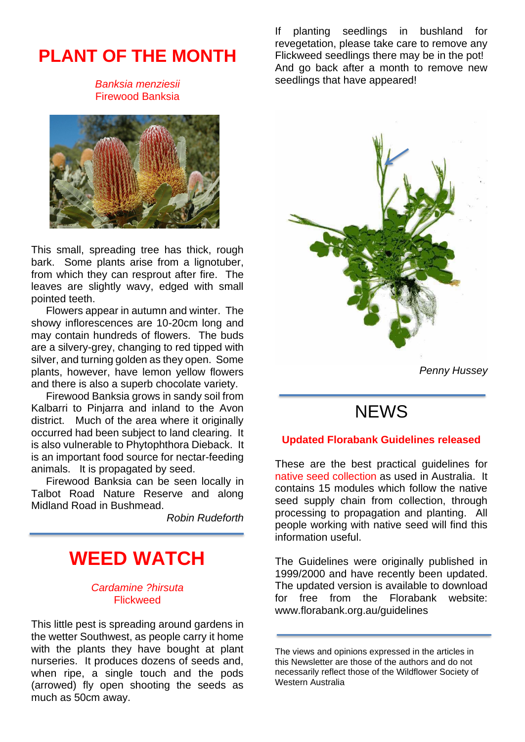# PLANT OF THE MONTH

*Banksia menziesii*
Firewood Banksia

This small, spreading tree has thick, rough bark. Some plants arise from a lignotuber, from which they can resprout after fire. The leaves are slightly wavy, edged with small pointed teeth.

Flowers appear in autumn and winter. The showy inflorescences are 10-20cm long and may contain hundreds of flowers. The buds are a silvery-grey, changing to red tipped with silver, and turning golden as they open. Some plants, however, have lemon yellow flowers and there is also a superb chocolate variety.

Firewood Banksia grows in sandy soil from Kalbarri to Pinjarra and inland to the Avon district. Much of the area where it originally occurred had been subject to land clearing. It is also vulnerable to Phytophthora Dieback. It is an important food source for nectar-feeding animals. It is propagated by seed.

Firewood Banksia can be seen locally in Talbot Road Nature Reserve and along Midland Road in Bushmead.

*Robin Rudeforth*

# WEED WATCH

*Cardamine ?hirsuta*
Flickweed

This little pest is spreading around gardens in the wetter Southwest, as people carry it home with the plants they have bought at plant nurseries. It produces dozens of seeds and, when ripe, a single touch and the pods (arrowed) fly open shooting the seeds as much as 50cm away.

If planting seedlings in bushland for revegetation, please take care to remove any Flickweed seedlings there may be in the pot! And go back after a month to remove new seedlings that have appeared!

*Penny Hussey*

# NEWS

### Updated Florabank Guidelines released

These are the best practical guidelines for native seed collection as used in Australia. It contains 15 modules which follow the native seed supply chain from collection, through processing to propagation and planting. All people working with native seed will find this information useful.

The Guidelines were originally published in 1999/2000 and have recently been updated. The updated version is available to download for free from the Florabank website: www.florabank.org.au/guidelines

The views and opinions expressed in the articles in this Newsletter are those of the authors and do not necessarily reflect those of the Wildflower Society of Western Australia